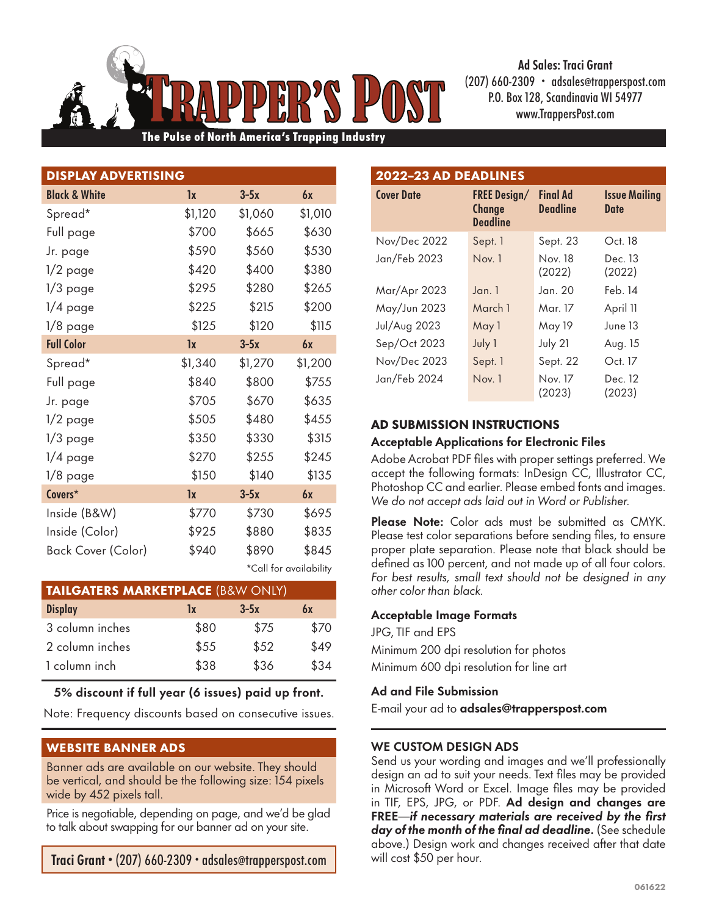# Trapper's Post

**The Pulse of North America's Trapping Industry**

**Ad Sales: Traci Grant**
(207) 660-2309 • adsales@trapperspost.com
P.O. Box 128, Scandinavia WI 54977
www.TrappersPost.com

## DISPLAY ADVERTISING

| Black & White | 1x | 3-5x | 6x |
|---|---|---|---|
| Spread* | $1,120 | $1,060 | $1,010 |
| Full page | $700 | $665 | $630 |
| Jr. page | $590 | $560 | $530 |
| 1/2 page | $420 | $400 | $380 |
| 1/3 page | $295 | $280 | $265 |
| 1/4 page | $225 | $215 | $200 |
| 1/8 page | $125 | $120 | $115 |
| **Full Color** | **1x** | **3-5x** | **6x** |
| Spread* | $1,340 | $1,270 | $1,200 |
| Full page | $840 | $800 | $755 |
| Jr. page | $705 | $670 | $635 |
| 1/2 page | $505 | $480 | $455 |
| 1/3 page | $350 | $330 | $315 |
| 1/4 page | $270 | $255 | $245 |
| 1/8 page | $150 | $140 | $135 |
| **Covers*** | **1x** | **3-5x** | **6x** |
| Inside (B&W) | $770 | $730 | $695 |
| Inside (Color) | $925 | $880 | $835 |
| Back Cover (Color) | $940 | $890 | $845 |

*Call for availability

## TAILGATERS MARKETPLACE (B&W ONLY)

| Display | 1x | 3-5x | 6x |
|---|---|---|---|
| 3 column inches | $80 | $75 | $70 |
| 2 column inches | $55 | $52 | $49 |
| 1 column inch | $38 | $36 | $34 |

**5% discount if full year (6 issues) paid up front.**

Note: Frequency discounts based on consecutive issues.

## WEBSITE BANNER ADS

Banner ads are available on our website. They should be vertical, and should be the following size: 154 pixels wide by 452 pixels tall.

Price is negotiable, depending on page, and we'd be glad to talk about swapping for our banner ad on your site.

**Traci Grant • (207) 660-2309 • adsales@trapperspost.com**

## 2022–23 AD DEADLINES

| Cover Date | FREE Design/ Change Deadline | Final Ad Deadline | Issue Mailing Date |
|---|---|---|---|
| Nov/Dec 2022 | Sept. 1 | Sept. 23 | Oct. 18 |
| Jan/Feb 2023 | Nov. 1 | Nov. 18 (2022) | Dec. 13 (2022) |
| Mar/Apr 2023 | Jan. 1 | Jan. 20 | Feb. 14 |
| May/Jun 2023 | March 1 | Mar. 17 | April 11 |
| Jul/Aug 2023 | May 1 | May 19 | June 13 |
| Sep/Oct 2023 | July 1 | July 21 | Aug. 15 |
| Nov/Dec 2023 | Sept. 1 | Sept. 22 | Oct. 17 |
| Jan/Feb 2024 | Nov. 1 | Nov. 17 (2023) | Dec. 12 (2023) |

## AD SUBMISSION INSTRUCTIONS

### Acceptable Applications for Electronic Files

Adobe Acrobat PDF files with proper settings preferred. We accept the following formats: InDesign CC, Illustrator CC, Photoshop CC and earlier. Please embed fonts and images. *We do not accept ads laid out in Word or Publisher.*

**Please Note:** Color ads must be submitted as CMYK. Please test color separations before sending files, to ensure proper plate separation. Please note that black should be defined as 100 percent, and not made up of all four colors. *For best results, small text should not be designed in any other color than black.*

### Acceptable Image Formats

JPG, TIF and EPS

Minimum 200 dpi resolution for photos

Minimum 600 dpi resolution for line art

### Ad and File Submission

E-mail your ad to **adsales@trapperspost.com**

## WE CUSTOM DESIGN ADS

Send us your wording and images and we'll professionally design an ad to suit your needs. Text files may be provided in Microsoft Word or Excel. Image files may be provided in TIF, EPS, JPG, or PDF. **Ad design and changes are FREE—*if necessary materials are received by the first day of the month of the final ad deadline.*** (See schedule above.) Design work and changes received after that date will cost $50 per hour.

061622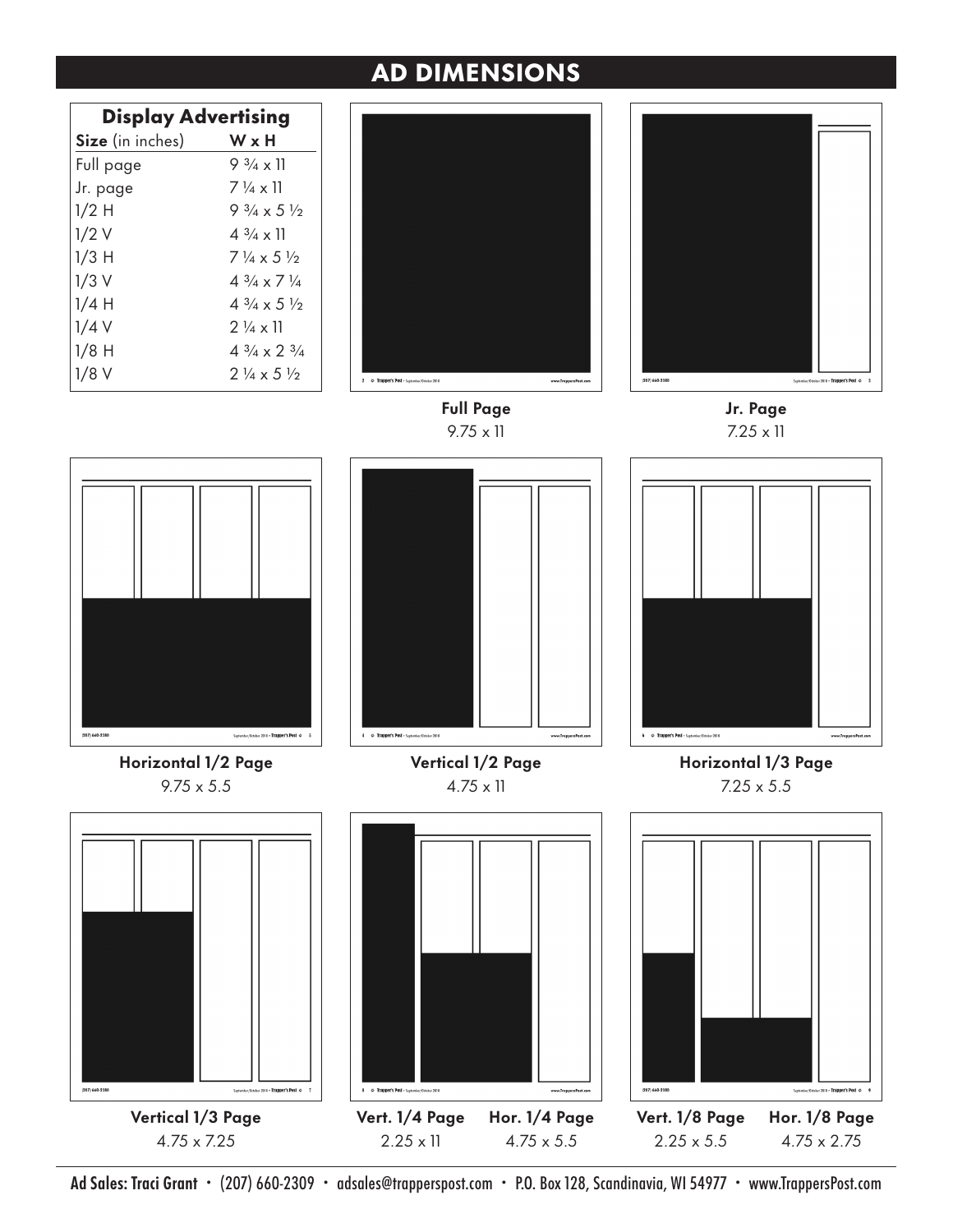# AD DIMENSIONS

| Display Advertising | |
|---|---|
| **Size** (in inches) | **W x H** |
| Full page | 9 ¾ x 11 |
| Jr. page | 7 ¼ x 11 |
| 1/2 H | 9 ¾ x 5 ½ |
| 1/2 V | 4 ¾ x 11 |
| 1/3 H | 7 ¼ x 5 ½ |
| 1/3 V | 4 ¾ x 7 ¼ |
| 1/4 H | 4 ¾ x 5 ½ |
| 1/4 V | 2 ¼ x 11 |
| 1/8 H | 4 ¾ x 2 ¾ |
| 1/8 V | 2 ¼ x 5 ½ |

**Full Page**
9.75 x 11

**Jr. Page**
7.25 x 11

**Horizontal 1/2 Page**
9.75 x 5.5

**Vertical 1/2 Page**
4.75 x 11

**Horizontal 1/3 Page**
7.25 x 5.5

**Vertical 1/3 Page**
4.75 x 7.25

**Vert. 1/4 Page**
2.25 x 11

**Hor. 1/4 Page**
4.75 x 5.5

**Vert. 1/8 Page**
2.25 x 5.5

**Hor. 1/8 Page**
4.75 x 2.75

**Ad Sales: Traci Grant** • (207) 660-2309 • adsales@trapperspost.com • P.O. Box 128, Scandinavia, WI 54977 • www.TrappersPost.com